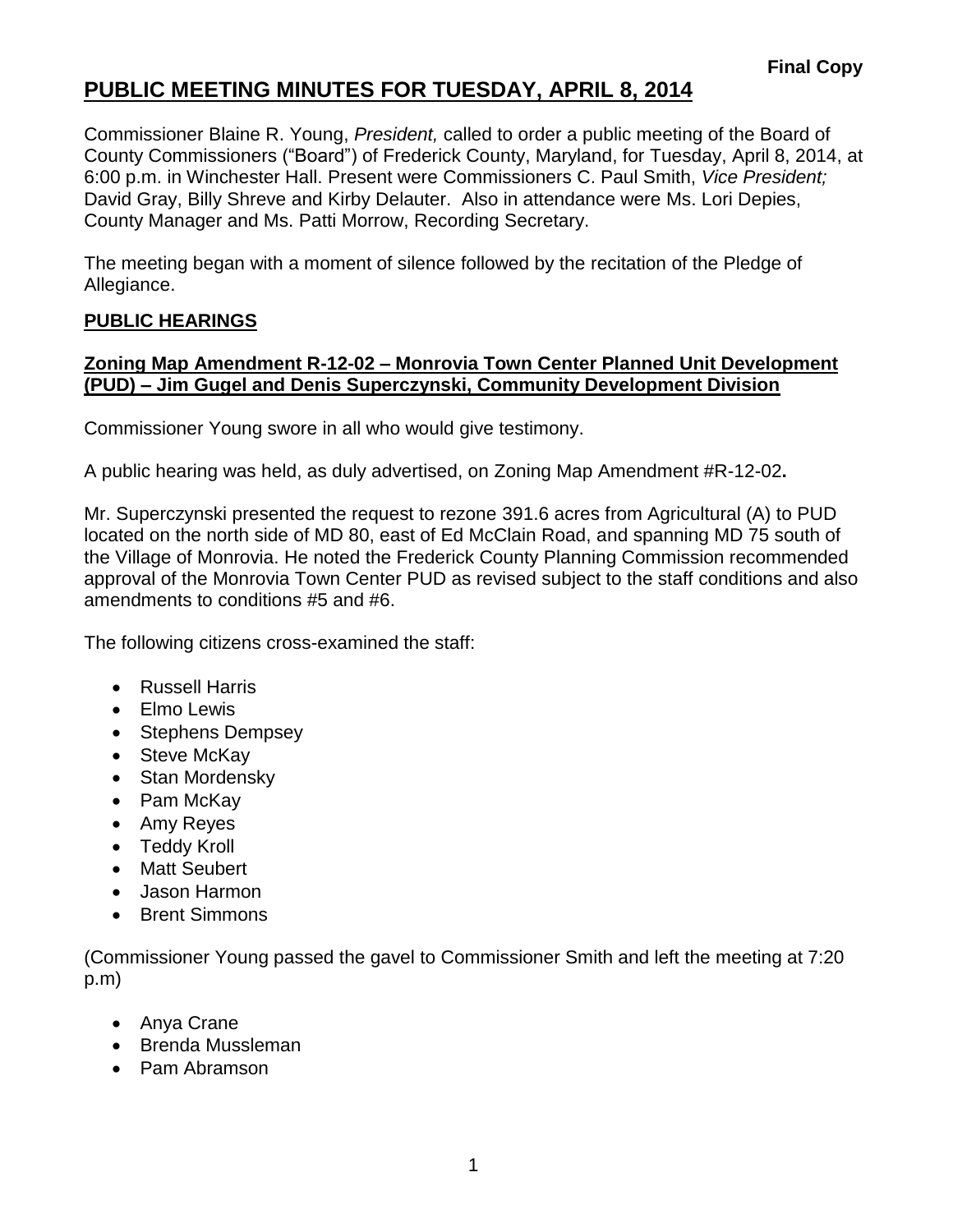**Final Copy**

# PUBLIC MEETING MINUTES FOR TUESDAY, APRIL 8, 2014

Commissioner Blaine R. Young, *President,* called to order a public meeting of the Board of County Commissioners ("Board") of Frederick County, Maryland, for Tuesday, April 8, 2014, at 6:00 p.m. in Winchester Hall. Present were Commissioners C. Paul Smith, *Vice President;* David Gray, Billy Shreve and Kirby Delauter. Also in attendance were Ms. Lori Depies, County Manager and Ms. Patti Morrow, Recording Secretary.

The meeting began with a moment of silence followed by the recitation of the Pledge of Allegiance.

## PUBLIC HEARINGS

### Zoning Map Amendment R-12-02 – Monrovia Town Center Planned Unit Development (PUD) – Jim Gugel and Denis Superczynski, Community Development Division

Commissioner Young swore in all who would give testimony.

A public hearing was held, as duly advertised, on Zoning Map Amendment #R-12-02**.**

Mr. Superczynski presented the request to rezone 391.6 acres from Agricultural (A) to PUD located on the north side of MD 80, east of Ed McClain Road, and spanning MD 75 south of the Village of Monrovia. He noted the Frederick County Planning Commission recommended approval of the Monrovia Town Center PUD as revised subject to the staff conditions and also amendments to conditions #5 and #6.

The following citizens cross-examined the staff:

- Russell Harris
- Elmo Lewis
- Stephens Dempsey
- Steve McKay
- Stan Mordensky
- Pam McKay
- Amy Reyes
- Teddy Kroll
- Matt Seubert
- Jason Harmon
- Brent Simmons

(Commissioner Young passed the gavel to Commissioner Smith and left the meeting at 7:20 p.m)

- Anya Crane
- Brenda Mussleman
- Pam Abramson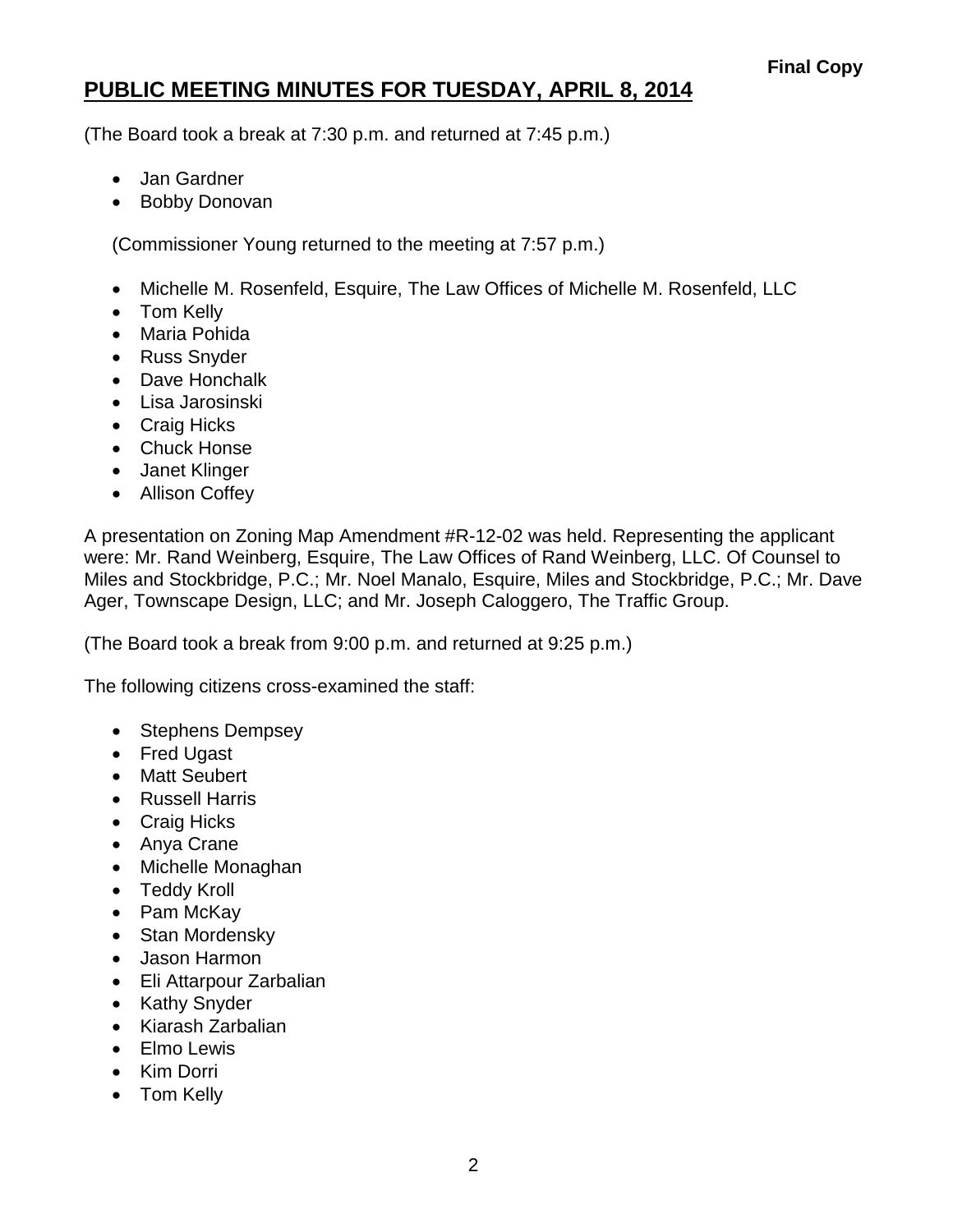**Final Copy**

# PUBLIC MEETING MINUTES FOR TUESDAY, APRIL 8, 2014

(The Board took a break at 7:30 p.m. and returned at 7:45 p.m.)

- Jan Gardner
- Bobby Donovan

(Commissioner Young returned to the meeting at 7:57 p.m.)

- Michelle M. Rosenfeld, Esquire, The Law Offices of Michelle M. Rosenfeld, LLC
- Tom Kelly
- Maria Pohida
- Russ Snyder
- Dave Honchalk
- Lisa Jarosinski
- Craig Hicks
- Chuck Honse
- Janet Klinger
- Allison Coffey

A presentation on Zoning Map Amendment #R-12-02 was held. Representing the applicant were: Mr. Rand Weinberg, Esquire, The Law Offices of Rand Weinberg, LLC. Of Counsel to Miles and Stockbridge, P.C.; Mr. Noel Manalo, Esquire, Miles and Stockbridge, P.C.; Mr. Dave Ager, Townscape Design, LLC; and Mr. Joseph Caloggero, The Traffic Group.

(The Board took a break from 9:00 p.m. and returned at 9:25 p.m.)

The following citizens cross-examined the staff:

- Stephens Dempsey
- Fred Ugast
- Matt Seubert
- Russell Harris
- Craig Hicks
- Anya Crane
- Michelle Monaghan
- Teddy Kroll
- Pam McKay
- Stan Mordensky
- Jason Harmon
- Eli Attarpour Zarbalian
- Kathy Snyder
- Kiarash Zarbalian
- Elmo Lewis
- Kim Dorri
- Tom Kelly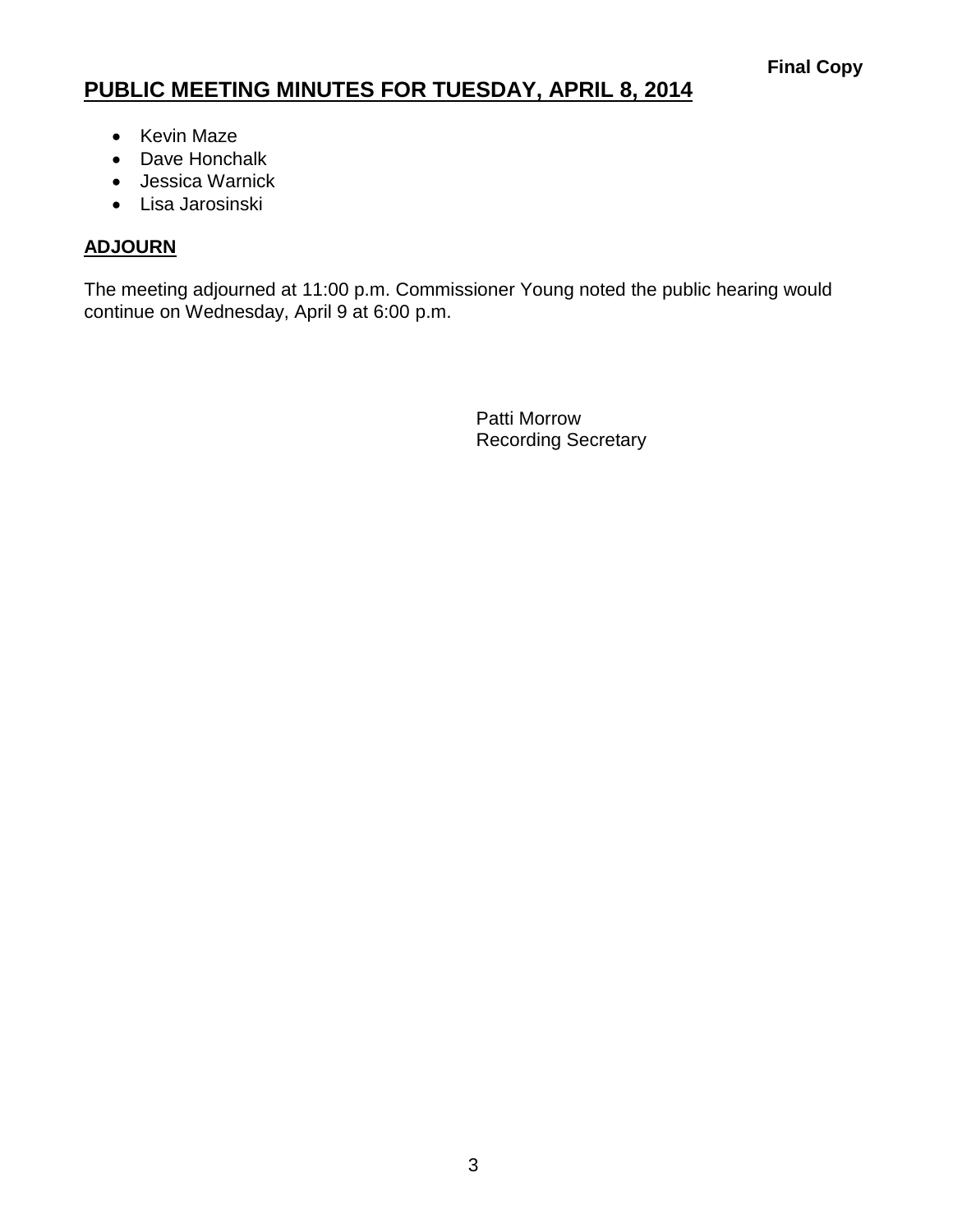- Kevin Maze
- Dave Honchalk
- Jessica Warnick
- Lisa Jarosinski

## ADJOURN

The meeting adjourned at 11:00 p.m. Commissioner Young noted the public hearing would continue on Wednesday, April 9 at 6:00 p.m.

Patti Morrow
Recording Secretary